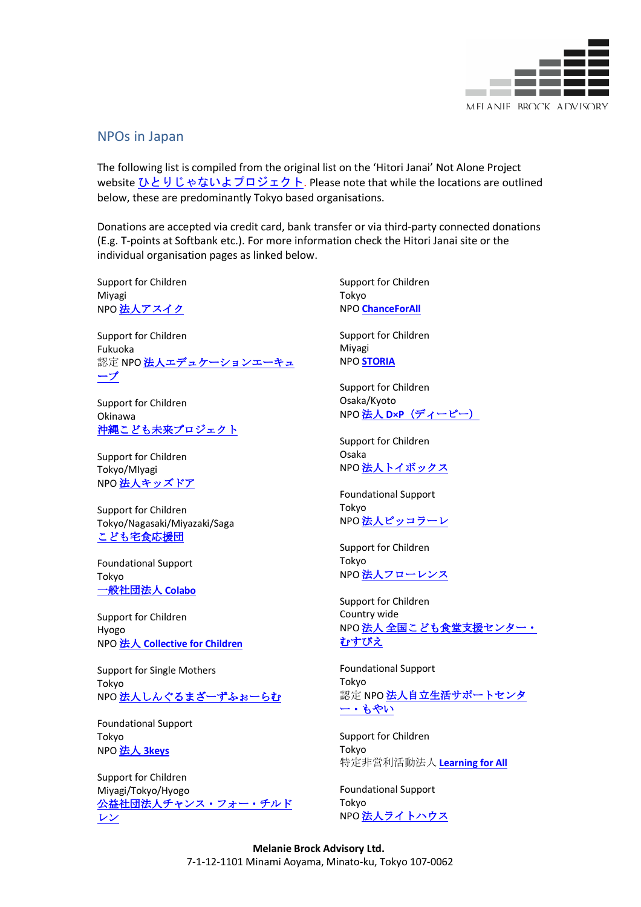## NPOs in Japan

The following list is compiled from the original list on the 'Hitori Janai' Not Alone Project website ひとりじゃないよプロジェクト. Please note that while the locations are outlined below, these are predominantly Tokyo based organisations.

Donations are accepted via credit card, bank transfer or via third-party connected donations (E.g. T-points at Softbank etc.). For more information check the Hitori Janai site or the individual organisation pages as linked below.

Support for Children
Miyagi
NPO 法人アスイク

Support for Children
Fukuoka
認定 NPO 法人エデュケーションエーキューブ

Support for Children
Okinawa
沖縄こども未来プロジェクト

Support for Children
Tokyo/MIyagi
NPO 法人キッズドア

Support for Children
Tokyo/Nagasaki/Miyazaki/Saga
こども宅食応援団

Foundational Support
Tokyo
一般社団法人 **Colabo**

Support for Children
Hyogo
NPO 法人 **Collective for Children**

Support for Single Mothers
Tokyo
NPO 法人しんぐるまざーずふぉーらむ

Foundational Support
Tokyo
NPO 法人 **3keys**

Support for Children
Miyagi/Tokyo/Hyogo
公益社団法人チャンス・フォー・チルドレン

Support for Children
Tokyo
NPO **ChanceForAll**

Support for Children
Miyagi
NPO **STORIA**

Support for Children
Osaka/Kyoto
NPO 法人 **D×P**（ディーピー）

Support for Children
Osaka
NPO 法人トイボックス

Foundational Support
Tokyo
NPO 法人ピッコラーレ

Support for Children
Tokyo
NPO 法人フローレンス

Support for Children
Country wide
NPO 法人 全国こども食堂支援センター・むすびえ

Foundational Support
Tokyo
認定 NPO 法人自立生活サポートセンター・もやい

Support for Children
Tokyo
特定非営利活動法人 **Learning for All**

Foundational Support
Tokyo
NPO 法人ライトハウス

**Melanie Brock Advisory Ltd.**
7-1-12-1101 Minami Aoyama, Minato-ku, Tokyo 107-0062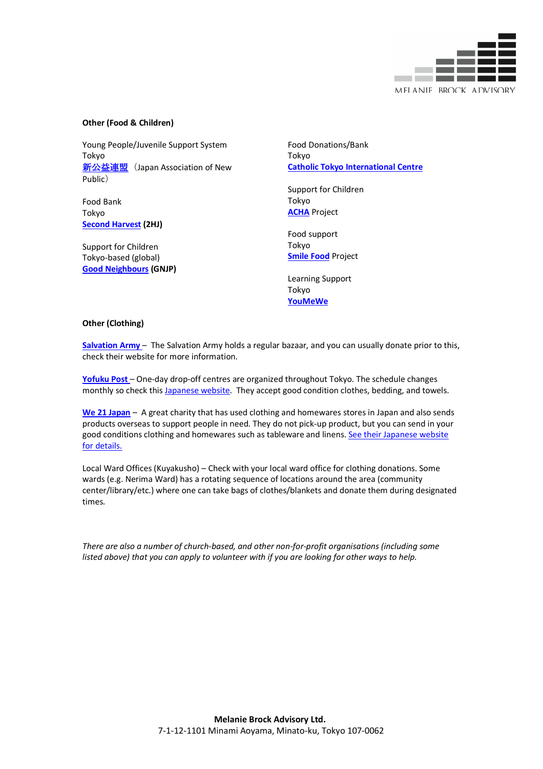**Other (Food & Children)**

Young People/Juvenile Support System
Tokyo
新公益連盟（Japan Association of New Public）

Food Bank
Tokyo
Second Harvest **(2HJ)**

Support for Children
Tokyo-based (global)
Good Neighbours **(GNJP)**

Food Donations/Bank
Tokyo
**Catholic Tokyo International Centre**

Support for Children
Tokyo
**ACHA** Project

Food support
Tokyo
**Smile Food** Project

Learning Support
Tokyo
**YouMeWe**

**Other (Clothing)**

**Salvation Army** – The Salvation Army holds a regular bazaar, and you can usually donate prior to this, check their website for more information.

**Yofuku Post** – One-day drop-off centres are organized throughout Tokyo. The schedule changes monthly so check this Japanese website. They accept good condition clothes, bedding, and towels.

**We 21 Japan** – A great charity that has used clothing and homewares stores in Japan and also sends products overseas to support people in need. They do not pick-up product, but you can send in your good conditions clothing and homewares such as tableware and linens. See their Japanese website for details.

Local Ward Offices (Kuyakusho) – Check with your local ward office for clothing donations. Some wards (e.g. Nerima Ward) has a rotating sequence of locations around the area (community center/library/etc.) where one can take bags of clothes/blankets and donate them during designated times.

*There are also a number of church-based, and other non-for-profit organisations (including some listed above) that you can apply to volunteer with if you are looking for other ways to help.*

**Melanie Brock Advisory Ltd.**
7-1-12-1101 Minami Aoyama, Minato-ku, Tokyo 107-0062